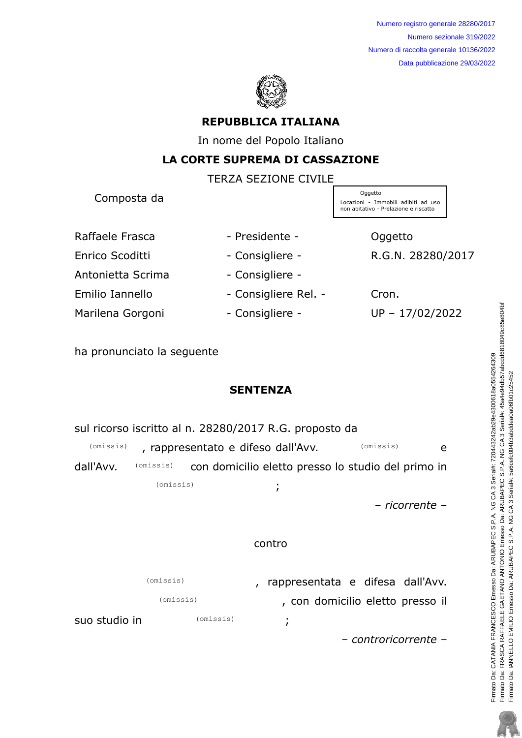Numero registro generale 28280/2017
Numero sezionale 319/2022
Numero di raccolta generale 10136/2022
Data pubblicazione 29/03/2022

**REPUBBLICA ITALIANA**

In nome del Popolo Italiano

**LA CORTE SUPREMA DI CASSAZIONE**

TERZA SEZIONE CIVILE

Oggetto
Locazioni - Immobili adibiti ad uso non abitativo - Prelazione e riscatto

Composta da

| | | |
|---|---|---|
| Raffaele Frasca | - Presidente - | Oggetto |
| Enrico Scoditti | - Consigliere - | R.G.N. 28280/2017 |
| Antonietta Scrima | - Consigliere - | |
| Emilio Iannello | - Consigliere Rel. - | Cron. |
| Marilena Gorgoni | - Consigliere - | UP – 17/02/2022 |

ha pronunciato la seguente

**SENTENZA**

sul ricorso iscritto al n. 28280/2017 R.G. proposto da

(omissis) , rappresentato e difeso dall'Avv. (omissis) e dall'Avv. (omissis) con domicilio eletto presso lo studio del primo in (omissis) ;

*– ricorrente –*

contro

(omissis) , rappresentata e difesa dall'Avv. (omissis) , con domicilio eletto presso il suo studio in (omissis) ;

*– controricorrente –*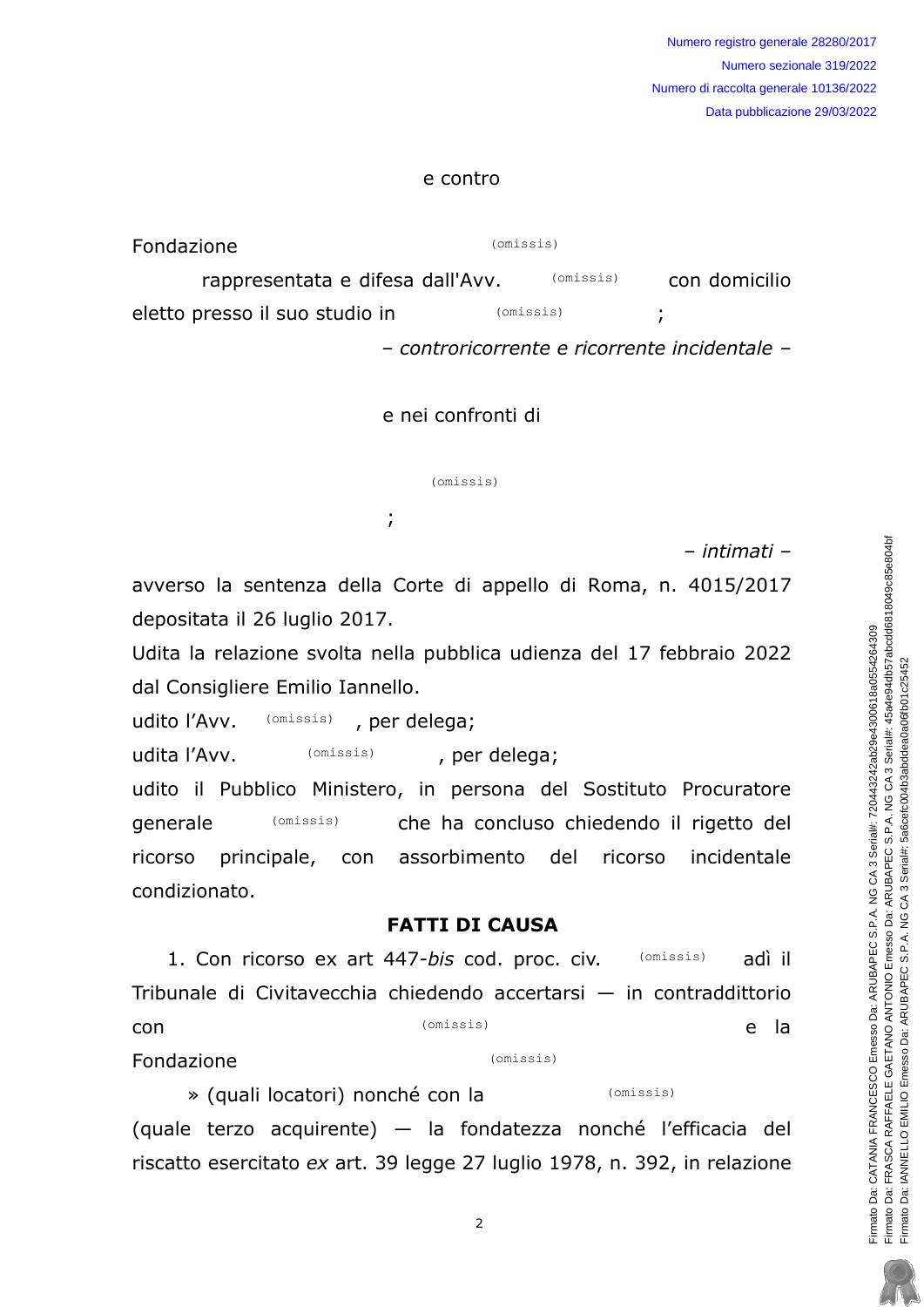e contro

Fondazione (omissis)

rappresentata e difesa dall'Avv. (omissis) con domicilio eletto presso il suo studio in (omissis) ;

*– controricorrente e ricorrente incidentale –*

e nei confronti di

(omissis)

;

*– intimati –*

avverso la sentenza della Corte di appello di Roma, n. 4015/2017 depositata il 26 luglio 2017.

Udita la relazione svolta nella pubblica udienza del 17 febbraio 2022 dal Consigliere Emilio Iannello.

udito l'Avv. (omissis) , per delega;

udita l'Avv. (omissis) , per delega;

udito il Pubblico Ministero, in persona del Sostituto Procuratore generale (omissis) che ha concluso chiedendo il rigetto del ricorso principale, con assorbimento del ricorso incidentale condizionato.

## FATTI DI CAUSA

1. Con ricorso ex art 447-*bis* cod. proc. civ. (omissis) adì il Tribunale di Civitavecchia chiedendo accertarsi — in contraddittorio con (omissis) e la Fondazione (omissis) » (quali locatori) nonché con la (omissis) (quale terzo acquirente) — la fondatezza nonché l'efficacia del riscatto esercitato *ex* art. 39 legge 27 luglio 1978, n. 392, in relazione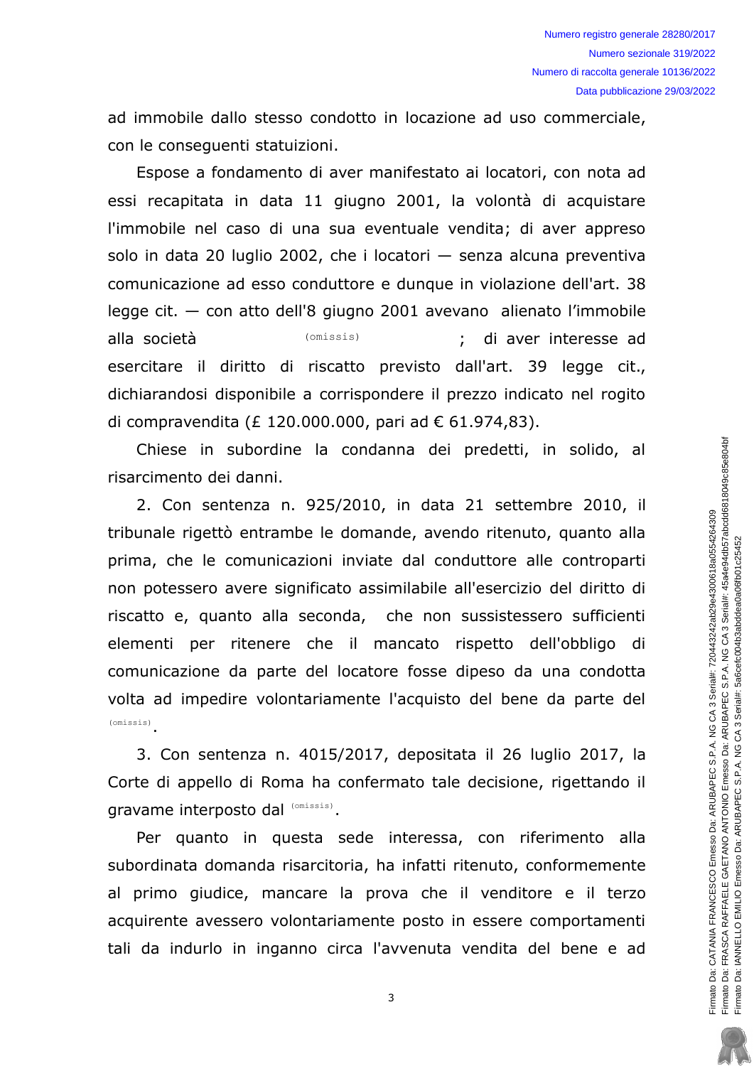ad immobile dallo stesso condotto in locazione ad uso commerciale, con le conseguenti statuizioni.

Espose a fondamento di aver manifestato ai locatori, con nota ad essi recapitata in data 11 giugno 2001, la volontà di acquistare l'immobile nel caso di una sua eventuale vendita; di aver appreso solo in data 20 luglio 2002, che i locatori — senza alcuna preventiva comunicazione ad esso conduttore e dunque in violazione dell'art. 38 legge cit. — con atto dell'8 giugno 2001 avevano alienato l'immobile alla società (omissis) ; di aver interesse ad esercitare il diritto di riscatto previsto dall'art. 39 legge cit., dichiarandosi disponibile a corrispondere il prezzo indicato nel rogito di compravendita (£ 120.000.000, pari ad € 61.974,83).

Chiese in subordine la condanna dei predetti, in solido, al risarcimento dei danni.

2. Con sentenza n. 925/2010, in data 21 settembre 2010, il tribunale rigettò entrambe le domande, avendo ritenuto, quanto alla prima, che le comunicazioni inviate dal conduttore alle controparti non potessero avere significato assimilabile all'esercizio del diritto di riscatto e, quanto alla seconda, che non sussistessero sufficienti elementi per ritenere che il mancato rispetto dell'obbligo di comunicazione da parte del locatore fosse dipeso da una condotta volta ad impedire volontariamente l'acquisto del bene da parte del (omissis).

3. Con sentenza n. 4015/2017, depositata il 26 luglio 2017, la Corte di appello di Roma ha confermato tale decisione, rigettando il gravame interposto dal (omissis).

Per quanto in questa sede interessa, con riferimento alla subordinata domanda risarcitoria, ha infatti ritenuto, conformemente al primo giudice, mancare la prova che il venditore e il terzo acquirente avessero volontariamente posto in essere comportamenti tali da indurlo in inganno circa l'avvenuta vendita del bene e ad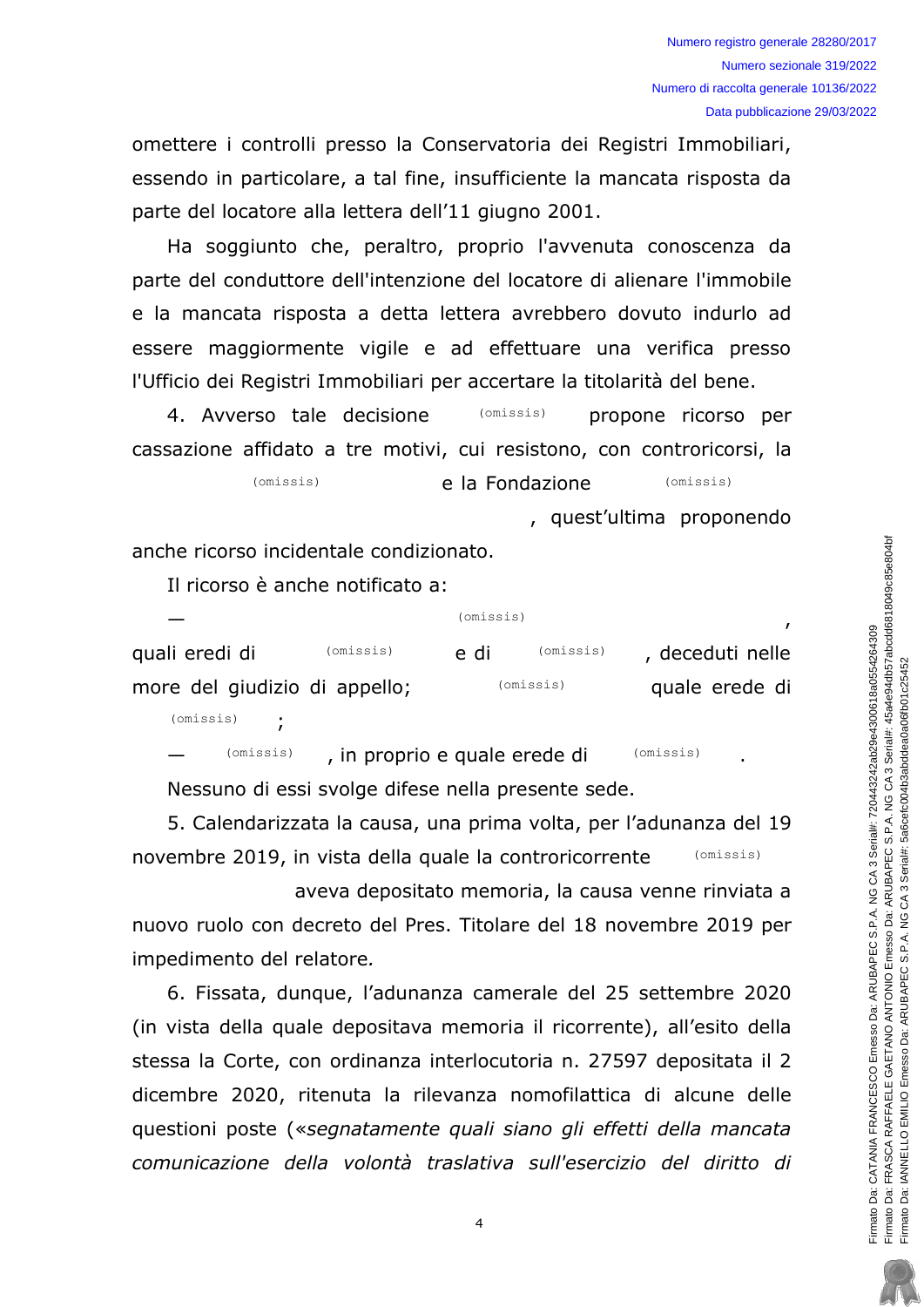omettere i controlli presso la Conservatoria dei Registri Immobiliari, essendo in particolare, a tal fine, insufficiente la mancata risposta da parte del locatore alla lettera dell'11 giugno 2001.

Ha soggiunto che, peraltro, proprio l'avvenuta conoscenza da parte del conduttore dell'intenzione del locatore di alienare l'immobile e la mancata risposta a detta lettera avrebbero dovuto indurlo ad essere maggiormente vigile e ad effettuare una verifica presso l'Ufficio dei Registri Immobiliari per accertare la titolarità del bene.

4. Avverso tale decisione (omissis) propone ricorso per cassazione affidato a tre motivi, cui resistono, con controricorsi, la (omissis) e la Fondazione (omissis), quest'ultima proponendo anche ricorso incidentale condizionato.

Il ricorso è anche notificato a:

— (omissis), quali eredi di (omissis) e di (omissis), deceduti nelle more del giudizio di appello; (omissis) quale erede di (omissis);

— (omissis), in proprio e quale erede di (omissis).

Nessuno di essi svolge difese nella presente sede.

5. Calendarizzata la causa, una prima volta, per l'adunanza del 19 novembre 2019, in vista della quale la controricorrente (omissis) aveva depositato memoria, la causa venne rinviata a nuovo ruolo con decreto del Pres. Titolare del 18 novembre 2019 per impedimento del relatore.

6. Fissata, dunque, l'adunanza camerale del 25 settembre 2020 (in vista della quale depositava memoria il ricorrente), all'esito della stessa la Corte, con ordinanza interlocutoria n. 27597 depositata il 2 dicembre 2020, ritenuta la rilevanza nomofilattica di alcune delle questioni poste («*segnatamente quali siano gli effetti della mancata comunicazione della volontà traslativa sull'esercizio del diritto di*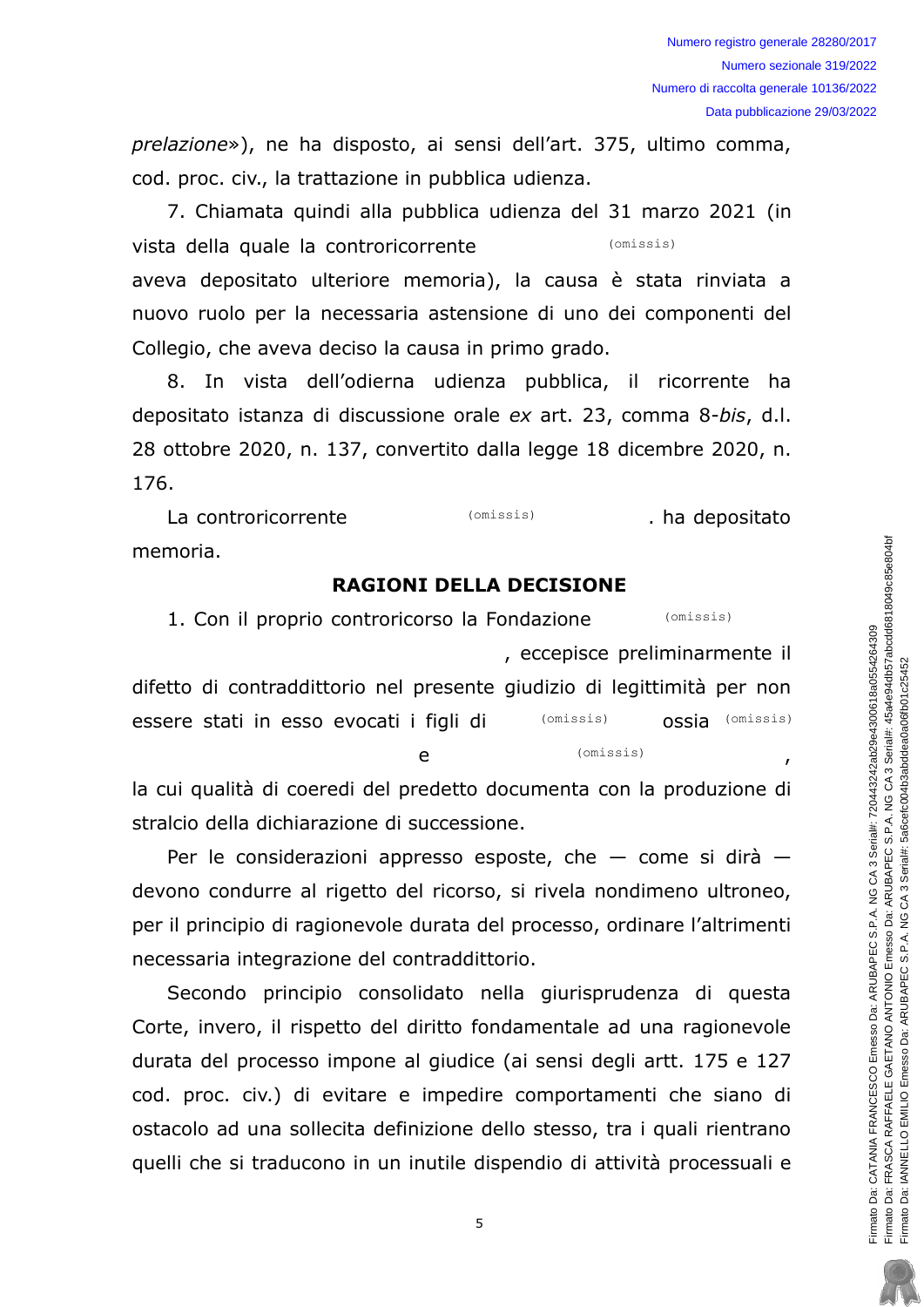*prelazione*»), ne ha disposto, ai sensi dell'art. 375, ultimo comma, cod. proc. civ., la trattazione in pubblica udienza.

7. Chiamata quindi alla pubblica udienza del 31 marzo 2021 (in vista della quale la controricorrente (omissis) aveva depositato ulteriore memoria), la causa è stata rinviata a nuovo ruolo per la necessaria astensione di uno dei componenti del Collegio, che aveva deciso la causa in primo grado.

8. In vista dell'odierna udienza pubblica, il ricorrente ha depositato istanza di discussione orale *ex* art. 23, comma 8-*bis*, d.l. 28 ottobre 2020, n. 137, convertito dalla legge 18 dicembre 2020, n. 176.

La controricorrente (omissis). ha depositato memoria.

## RAGIONI DELLA DECISIONE

1. Con il proprio controricorso la Fondazione (omissis), eccepisce preliminarmente il difetto di contraddittorio nel presente giudizio di legittimità per non essere stati in esso evocati i figli di (omissis) ossia (omissis) e (omissis), la cui qualità di coeredi del predetto documenta con la produzione di stralcio della dichiarazione di successione.

Per le considerazioni appresso esposte, che — come si dirà — devono condurre al rigetto del ricorso, si rivela nondimeno ultroneo, per il principio di ragionevole durata del processo, ordinare l'altrimenti necessaria integrazione del contraddittorio.

Secondo principio consolidato nella giurisprudenza di questa Corte, invero, il rispetto del diritto fondamentale ad una ragionevole durata del processo impone al giudice (ai sensi degli artt. 175 e 127 cod. proc. civ.) di evitare e impedire comportamenti che siano di ostacolo ad una sollecita definizione dello stesso, tra i quali rientrano quelli che si traducono in un inutile dispendio di attività processuali e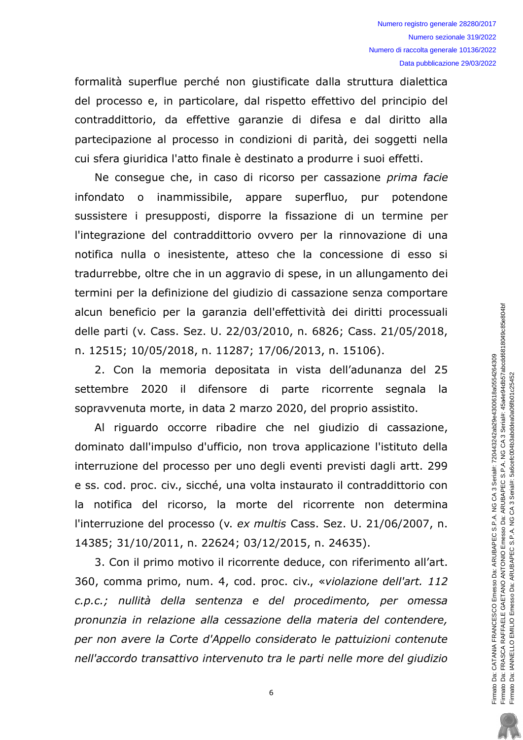formalità superflue perché non giustificate dalla struttura dialettica del processo e, in particolare, dal rispetto effettivo del principio del contraddittorio, da effettive garanzie di difesa e dal diritto alla partecipazione al processo in condizioni di parità, dei soggetti nella cui sfera giuridica l'atto finale è destinato a produrre i suoi effetti.

Ne consegue che, in caso di ricorso per cassazione *prima facie* infondato o inammissibile, appare superfluo, pur potendone sussistere i presupposti, disporre la fissazione di un termine per l'integrazione del contraddittorio ovvero per la rinnovazione di una notifica nulla o inesistente, atteso che la concessione di esso si tradurrebbe, oltre che in un aggravio di spese, in un allungamento dei termini per la definizione del giudizio di cassazione senza comportare alcun beneficio per la garanzia dell'effettività dei diritti processuali delle parti (v. Cass. Sez. U. 22/03/2010, n. 6826; Cass. 21/05/2018, n. 12515; 10/05/2018, n. 11287; 17/06/2013, n. 15106).

2. Con la memoria depositata in vista dell'adunanza del 25 settembre 2020 il difensore di parte ricorrente segnala la sopravvenuta morte, in data 2 marzo 2020, del proprio assistito.

Al riguardo occorre ribadire che nel giudizio di cassazione, dominato dall'impulso d'ufficio, non trova applicazione l'istituto della interruzione del processo per uno degli eventi previsti dagli artt. 299 e ss. cod. proc. civ., sicché, una volta instaurato il contraddittorio con la notifica del ricorso, la morte del ricorrente non determina l'interruzione del processo (v. *ex multis* Cass. Sez. U. 21/06/2007, n. 14385; 31/10/2011, n. 22624; 03/12/2015, n. 24635).

3. Con il primo motivo il ricorrente deduce, con riferimento all'art. 360, comma primo, num. 4, cod. proc. civ., «*violazione dell'art. 112 c.p.c.; nullità della sentenza e del procedimento, per omessa pronunzia in relazione alla cessazione della materia del contendere, per non avere la Corte d'Appello considerato le pattuizioni contenute nell'accordo transattivo intervenuto tra le parti nelle more del giudizio*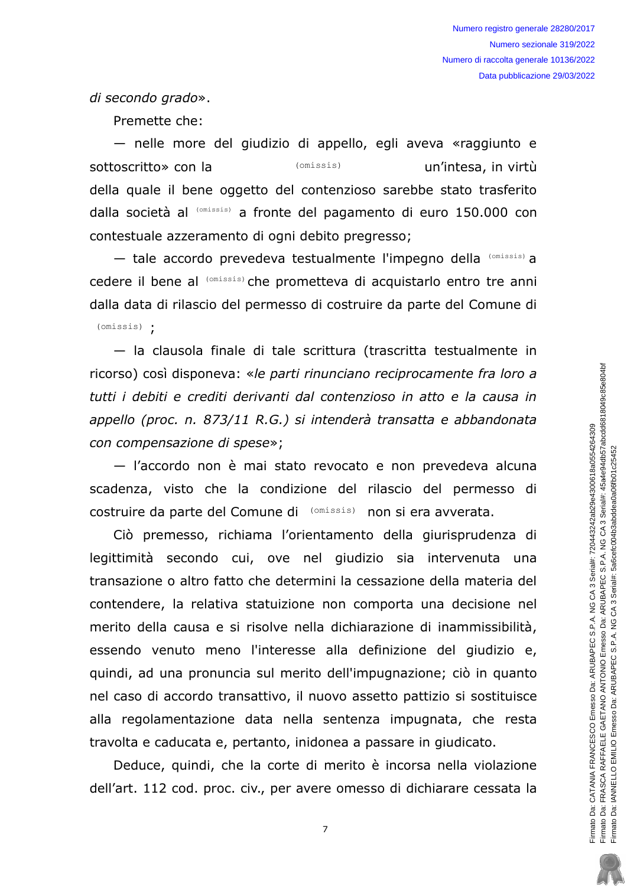*di secondo grado*».

Premette che:

— nelle more del giudizio di appello, egli aveva «raggiunto e sottoscritto» con la (omissis) un'intesa, in virtù della quale il bene oggetto del contenzioso sarebbe stato trasferito dalla società al (omissis) a fronte del pagamento di euro 150.000 con contestuale azzeramento di ogni debito pregresso;

— tale accordo prevedeva testualmente l'impegno della (omissis) a cedere il bene al (omissis) che prometteva di acquistarlo entro tre anni dalla data di rilascio del permesso di costruire da parte del Comune di (omissis) ;

— la clausola finale di tale scrittura (trascritta testualmente in ricorso) così disponeva: «*le parti rinunciano reciprocamente fra loro a tutti i debiti e crediti derivanti dal contenzioso in atto e la causa in appello (proc. n. 873/11 R.G.) si intenderà transatta e abbandonata con compensazione di spese*»;

— l'accordo non è mai stato revocato e non prevedeva alcuna scadenza, visto che la condizione del rilascio del permesso di costruire da parte del Comune di (omissis) non si era avverata.

Ciò premesso, richiama l'orientamento della giurisprudenza di legittimità secondo cui, ove nel giudizio sia intervenuta una transazione o altro fatto che determini la cessazione della materia del contendere, la relativa statuizione non comporta una decisione nel merito della causa e si risolve nella dichiarazione di inammissibilità, essendo venuto meno l'interesse alla definizione del giudizio e, quindi, ad una pronuncia sul merito dell'impugnazione; ciò in quanto nel caso di accordo transattivo, il nuovo assetto pattizio si sostituisce alla regolamentazione data nella sentenza impugnata, che resta travolta e caducata e, pertanto, inidonea a passare in giudicato.

Deduce, quindi, che la corte di merito è incorsa nella violazione dell'art. 112 cod. proc. civ., per avere omesso di dichiarare cessata la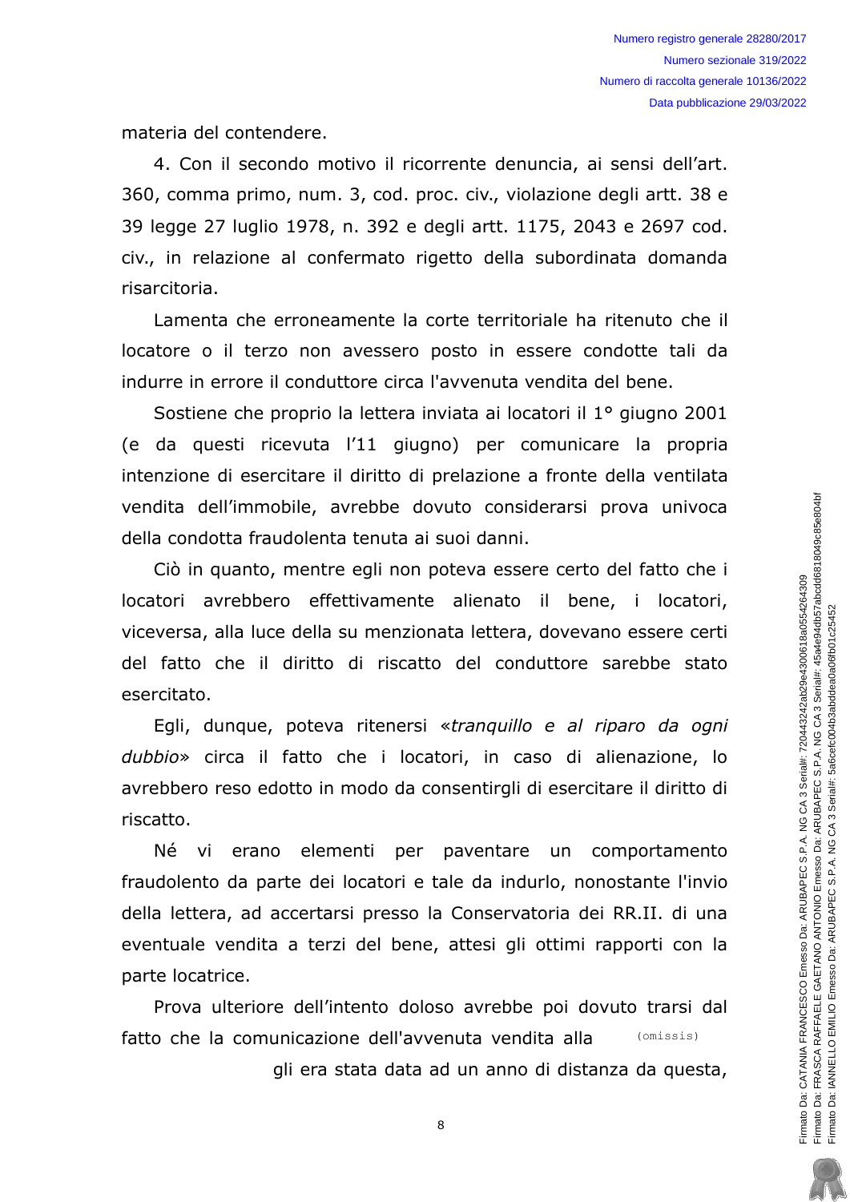materia del contendere.

4. Con il secondo motivo il ricorrente denuncia, ai sensi dell'art. 360, comma primo, num. 3, cod. proc. civ., violazione degli artt. 38 e 39 legge 27 luglio 1978, n. 392 e degli artt. 1175, 2043 e 2697 cod. civ., in relazione al confermato rigetto della subordinata domanda risarcitoria.

Lamenta che erroneamente la corte territoriale ha ritenuto che il locatore o il terzo non avessero posto in essere condotte tali da indurre in errore il conduttore circa l'avvenuta vendita del bene.

Sostiene che proprio la lettera inviata ai locatori il 1° giugno 2001 (e da questi ricevuta l'11 giugno) per comunicare la propria intenzione di esercitare il diritto di prelazione a fronte della ventilata vendita dell'immobile, avrebbe dovuto considerarsi prova univoca della condotta fraudolenta tenuta ai suoi danni.

Ciò in quanto, mentre egli non poteva essere certo del fatto che i locatori avrebbero effettivamente alienato il bene, i locatori, viceversa, alla luce della su menzionata lettera, dovevano essere certi del fatto che il diritto di riscatto del conduttore sarebbe stato esercitato.

Egli, dunque, poteva ritenersi «*tranquillo e al riparo da ogni dubbio*» circa il fatto che i locatori, in caso di alienazione, lo avrebbero reso edotto in modo da consentirgli di esercitare il diritto di riscatto.

Né vi erano elementi per paventare un comportamento fraudolento da parte dei locatori e tale da indurlo, nonostante l'invio della lettera, ad accertarsi presso la Conservatoria dei RR.II. di una eventuale vendita a terzi del bene, attesi gli ottimi rapporti con la parte locatrice.

Prova ulteriore dell'intento doloso avrebbe poi dovuto trarsi dal fatto che la comunicazione dell'avvenuta vendita alla (omissis) gli era stata data ad un anno di distanza da questa,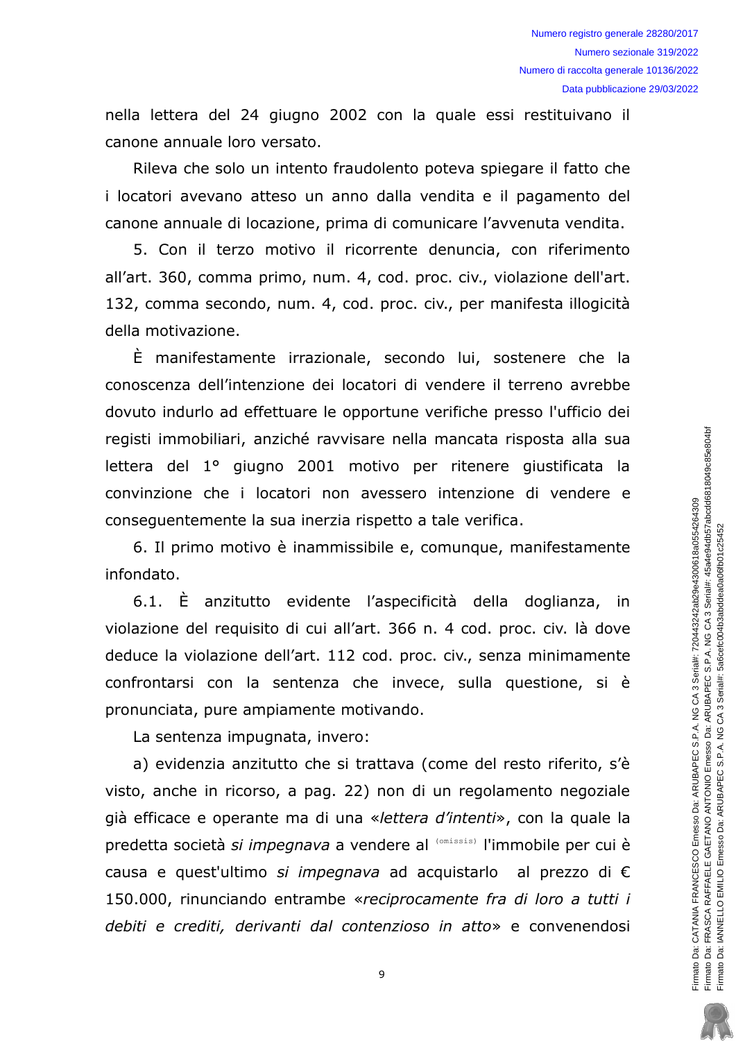nella lettera del 24 giugno 2002 con la quale essi restituivano il canone annuale loro versato.

Rileva che solo un intento fraudolento poteva spiegare il fatto che i locatori avevano atteso un anno dalla vendita e il pagamento del canone annuale di locazione, prima di comunicare l'avvenuta vendita.

5. Con il terzo motivo il ricorrente denuncia, con riferimento all'art. 360, comma primo, num. 4, cod. proc. civ., violazione dell'art. 132, comma secondo, num. 4, cod. proc. civ., per manifesta illogicità della motivazione.

È manifestamente irrazionale, secondo lui, sostenere che la conoscenza dell'intenzione dei locatori di vendere il terreno avrebbe dovuto indurlo ad effettuare le opportune verifiche presso l'ufficio dei registi immobiliari, anziché ravvisare nella mancata risposta alla sua lettera del 1° giugno 2001 motivo per ritenere giustificata la convinzione che i locatori non avessero intenzione di vendere e conseguentemente la sua inerzia rispetto a tale verifica.

6. Il primo motivo è inammissibile e, comunque, manifestamente infondato.

6.1. È anzitutto evidente l'aspecificità della doglianza, in violazione del requisito di cui all'art. 366 n. 4 cod. proc. civ. là dove deduce la violazione dell'art. 112 cod. proc. civ., senza minimamente confrontarsi con la sentenza che invece, sulla questione, si è pronunciata, pure ampiamente motivando.

La sentenza impugnata, invero:

a) evidenzia anzitutto che si trattava (come del resto riferito, s'è visto, anche in ricorso, a pag. 22) non di un regolamento negoziale già efficace e operante ma di una «*lettera d'intenti*», con la quale la predetta società *si impegnava* a vendere al (omissis) l'immobile per cui è causa e quest'ultimo *si impegnava* ad acquistarlo al prezzo di € 150.000, rinunciando entrambe «*reciprocamente fra di loro a tutti i debiti e crediti, derivanti dal contenzioso in atto*» e convenendosi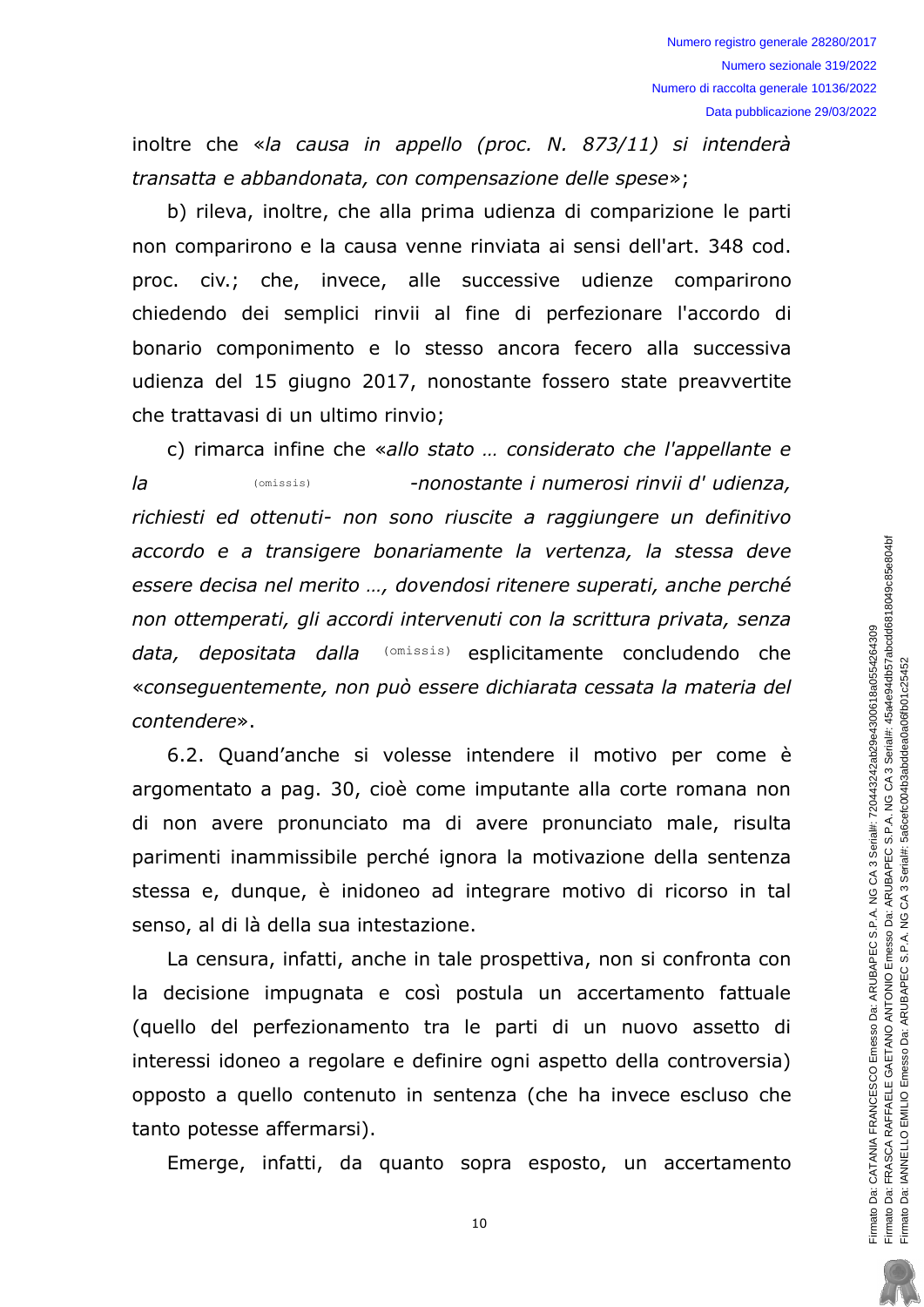inoltre che «*la causa in appello (proc. N. 873/11) si intenderà transatta e abbandonata, con compensazione delle spese*»;

b) rileva, inoltre, che alla prima udienza di comparizione le parti non comparirono e la causa venne rinviata ai sensi dell'art. 348 cod. proc. civ.; che, invece, alle successive udienze comparirono chiedendo dei semplici rinvii al fine di perfezionare l'accordo di bonario componimento e lo stesso ancora fecero alla successiva udienza del 15 giugno 2017, nonostante fossero state preavvertite che trattavasi di un ultimo rinvio;

c) rimarca infine che «*allo stato … considerato che l'appellante e la* (omissis) *-nonostante i numerosi rinvii d' udienza, richiesti ed ottenuti- non sono riuscite a raggiungere un definitivo accordo e a transigere bonariamente la vertenza, la stessa deve essere decisa nel merito …, dovendosi ritenere superati, anche perché non ottemperati, gli accordi intervenuti con la scrittura privata, senza data, depositata dalla* (omissis) esplicitamente concludendo che «*conseguentemente, non può essere dichiarata cessata la materia del contendere*».

6.2. Quand'anche si volesse intendere il motivo per come è argomentato a pag. 30, cioè come imputante alla corte romana non di non avere pronunciato ma di avere pronunciato male, risulta parimenti inammissibile perché ignora la motivazione della sentenza stessa e, dunque, è inidoneo ad integrare motivo di ricorso in tal senso, al di là della sua intestazione.

La censura, infatti, anche in tale prospettiva, non si confronta con la decisione impugnata e così postula un accertamento fattuale (quello del perfezionamento tra le parti di un nuovo assetto di interessi idoneo a regolare e definire ogni aspetto della controversia) opposto a quello contenuto in sentenza (che ha invece escluso che tanto potesse affermarsi).

Emerge, infatti, da quanto sopra esposto, un accertamento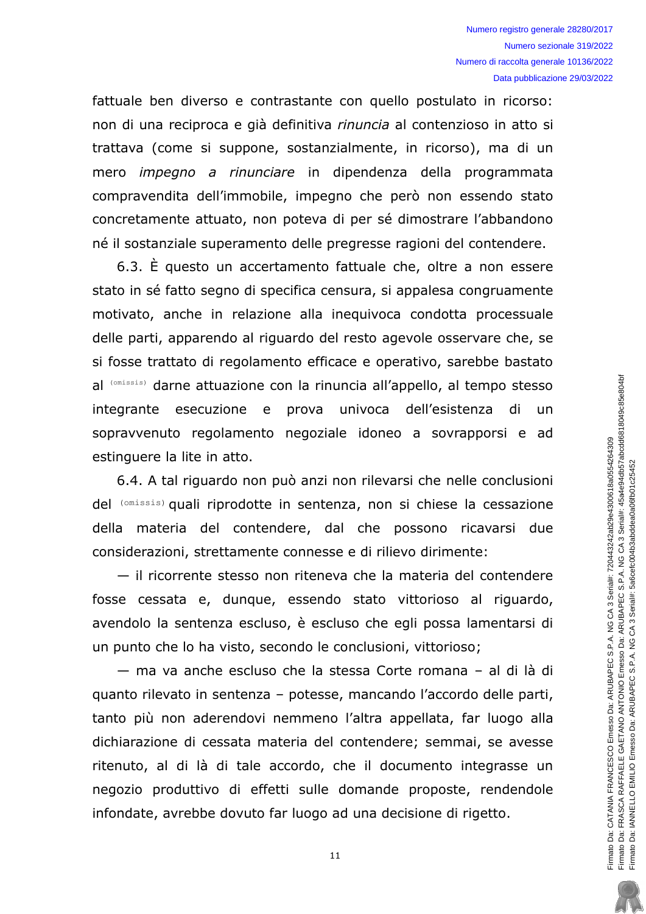fattuale ben diverso e contrastante con quello postulato in ricorso: non di una reciproca e già definitiva *rinuncia* al contenzioso in atto si trattava (come si suppone, sostanzialmente, in ricorso), ma di un mero *impegno a rinunciare* in dipendenza della programmata compravendita dell'immobile, impegno che però non essendo stato concretamente attuato, non poteva di per sé dimostrare l'abbandono né il sostanziale superamento delle pregresse ragioni del contendere.

6.3. È questo un accertamento fattuale che, oltre a non essere stato in sé fatto segno di specifica censura, si appalesa congruamente motivato, anche in relazione alla inequivoca condotta processuale delle parti, apparendo al riguardo del resto agevole osservare che, se si fosse trattato di regolamento efficace e operativo, sarebbe bastato al (omissis) darne attuazione con la rinuncia all'appello, al tempo stesso integrante esecuzione e prova univoca dell'esistenza di un sopravvenuto regolamento negoziale idoneo a sovrapporsi e ad estinguere la lite in atto.

6.4. A tal riguardo non può anzi non rilevarsi che nelle conclusioni del (omissis) quali riprodotte in sentenza, non si chiese la cessazione della materia del contendere, dal che possono ricavarsi due considerazioni, strettamente connesse e di rilievo dirimente:

— il ricorrente stesso non riteneva che la materia del contendere fosse cessata e, dunque, essendo stato vittorioso al riguardo, avendolo la sentenza escluso, è escluso che egli possa lamentarsi di un punto che lo ha visto, secondo le conclusioni, vittorioso;

— ma va anche escluso che la stessa Corte romana – al di là di quanto rilevato in sentenza – potesse, mancando l'accordo delle parti, tanto più non aderendovi nemmeno l'altra appellata, far luogo alla dichiarazione di cessata materia del contendere; semmai, se avesse ritenuto, al di là di tale accordo, che il documento integrasse un negozio produttivo di effetti sulle domande proposte, rendendole infondate, avrebbe dovuto far luogo ad una decisione di rigetto.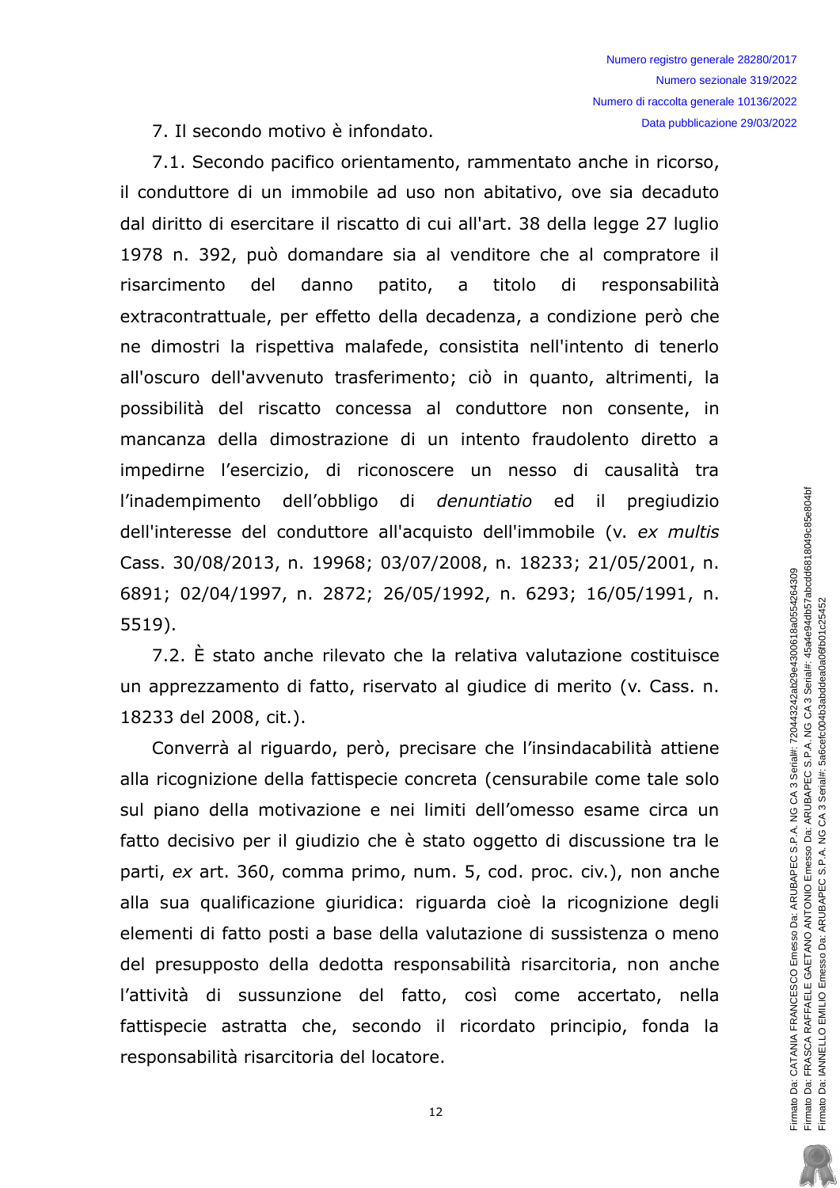7. Il secondo motivo è infondato.

7.1. Secondo pacifico orientamento, rammentato anche in ricorso, il conduttore di un immobile ad uso non abitativo, ove sia decaduto dal diritto di esercitare il riscatto di cui all'art. 38 della legge 27 luglio 1978 n. 392, può domandare sia al venditore che al compratore il risarcimento del danno patito, a titolo di responsabilità extracontrattuale, per effetto della decadenza, a condizione però che ne dimostri la rispettiva malafede, consistita nell'intento di tenerlo all'oscuro dell'avvenuto trasferimento; ciò in quanto, altrimenti, la possibilità del riscatto concessa al conduttore non consente, in mancanza della dimostrazione di un intento fraudolento diretto a impedirne l'esercizio, di riconoscere un nesso di causalità tra l'inadempimento dell'obbligo di *denuntiatio* ed il pregiudizio dell'interesse del conduttore all'acquisto dell'immobile (v. *ex multis* Cass. 30/08/2013, n. 19968; 03/07/2008, n. 18233; 21/05/2001, n. 6891; 02/04/1997, n. 2872; 26/05/1992, n. 6293; 16/05/1991, n. 5519).

7.2. È stato anche rilevato che la relativa valutazione costituisce un apprezzamento di fatto, riservato al giudice di merito (v. Cass. n. 18233 del 2008, cit.).

Converrà al riguardo, però, precisare che l'insindacabilità attiene alla ricognizione della fattispecie concreta (censurabile come tale solo sul piano della motivazione e nei limiti dell'omesso esame circa un fatto decisivo per il giudizio che è stato oggetto di discussione tra le parti, *ex* art. 360, comma primo, num. 5, cod. proc. civ.), non anche alla sua qualificazione giuridica: riguarda cioè la ricognizione degli elementi di fatto posti a base della valutazione di sussistenza o meno del presupposto della dedotta responsabilità risarcitoria, non anche l'attività di sussunzione del fatto, così come accertato, nella fattispecie astratta che, secondo il ricordato principio, fonda la responsabilità risarcitoria del locatore.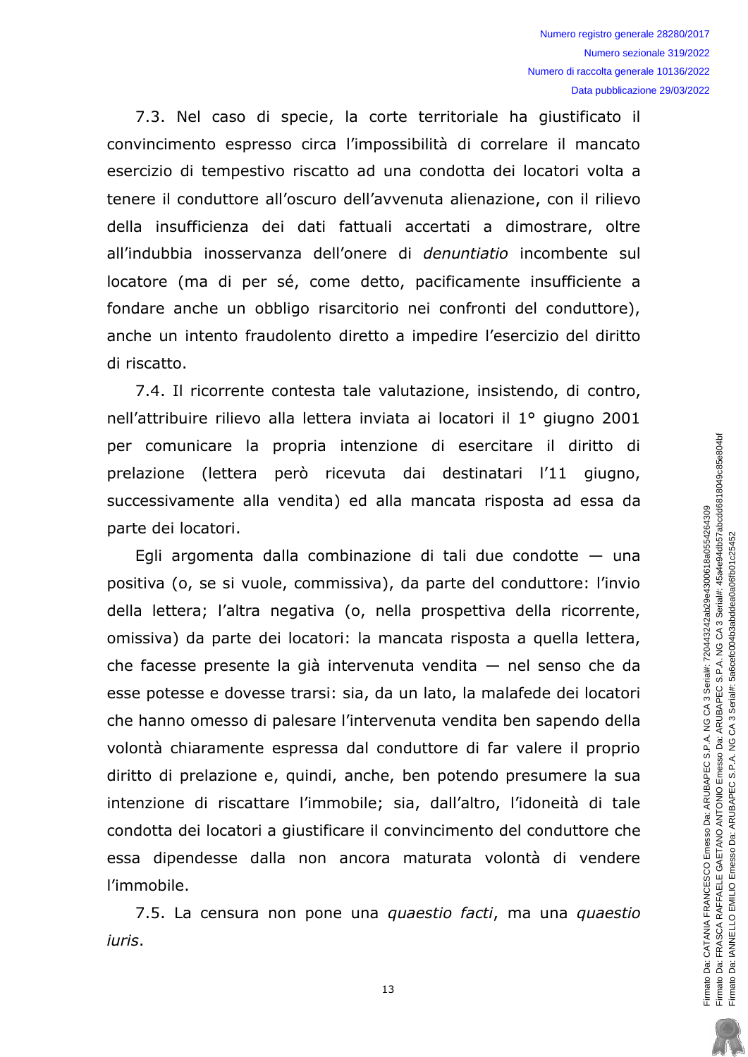7.3. Nel caso di specie, la corte territoriale ha giustificato il convincimento espresso circa l'impossibilità di correlare il mancato esercizio di tempestivo riscatto ad una condotta dei locatori volta a tenere il conduttore all'oscuro dell'avvenuta alienazione, con il rilievo della insufficienza dei dati fattuali accertati a dimostrare, oltre all'indubbia inosservanza dell'onere di *denuntiatio* incombente sul locatore (ma di per sé, come detto, pacificamente insufficiente a fondare anche un obbligo risarcitorio nei confronti del conduttore), anche un intento fraudolento diretto a impedire l'esercizio del diritto di riscatto.

7.4. Il ricorrente contesta tale valutazione, insistendo, di contro, nell'attribuire rilievo alla lettera inviata ai locatori il 1° giugno 2001 per comunicare la propria intenzione di esercitare il diritto di prelazione (lettera però ricevuta dai destinatari l'11 giugno, successivamente alla vendita) ed alla mancata risposta ad essa da parte dei locatori.

Egli argomenta dalla combinazione di tali due condotte — una positiva (o, se si vuole, commissiva), da parte del conduttore: l'invio della lettera; l'altra negativa (o, nella prospettiva della ricorrente, omissiva) da parte dei locatori: la mancata risposta a quella lettera, che facesse presente la già intervenuta vendita — nel senso che da esse potesse e dovesse trarsi: sia, da un lato, la malafede dei locatori che hanno omesso di palesare l'intervenuta vendita ben sapendo della volontà chiaramente espressa dal conduttore di far valere il proprio diritto di prelazione e, quindi, anche, ben potendo presumere la sua intenzione di riscattare l'immobile; sia, dall'altro, l'idoneità di tale condotta dei locatori a giustificare il convincimento del conduttore che essa dipendesse dalla non ancora maturata volontà di vendere l'immobile.

7.5. La censura non pone una *quaestio facti*, ma una *quaestio iuris*.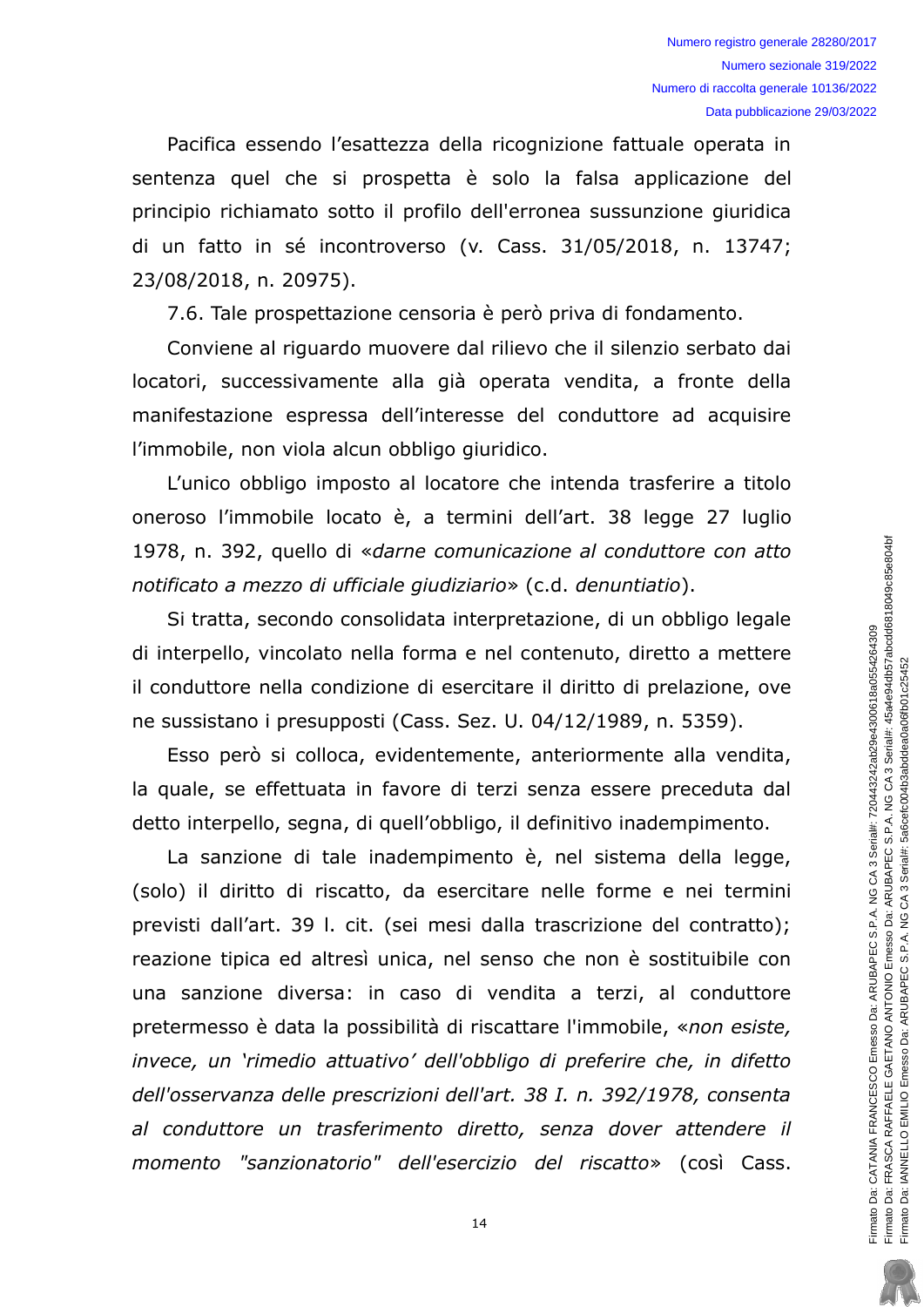Pacifica essendo l'esattezza della ricognizione fattuale operata in sentenza quel che si prospetta è solo la falsa applicazione del principio richiamato sotto il profilo dell'erronea sussunzione giuridica di un fatto in sé incontroverso (v. Cass. 31/05/2018, n. 13747; 23/08/2018, n. 20975).

7.6. Tale prospettazione censoria è però priva di fondamento.

Conviene al riguardo muovere dal rilievo che il silenzio serbato dai locatori, successivamente alla già operata vendita, a fronte della manifestazione espressa dell'interesse del conduttore ad acquisire l'immobile, non viola alcun obbligo giuridico.

L'unico obbligo imposto al locatore che intenda trasferire a titolo oneroso l'immobile locato è, a termini dell'art. 38 legge 27 luglio 1978, n. 392, quello di «*darne comunicazione al conduttore con atto notificato a mezzo di ufficiale giudiziario*» (c.d. *denuntiatio*).

Si tratta, secondo consolidata interpretazione, di un obbligo legale di interpello, vincolato nella forma e nel contenuto, diretto a mettere il conduttore nella condizione di esercitare il diritto di prelazione, ove ne sussistano i presupposti (Cass. Sez. U. 04/12/1989, n. 5359).

Esso però si colloca, evidentemente, anteriormente alla vendita, la quale, se effettuata in favore di terzi senza essere preceduta dal detto interpello, segna, di quell'obbligo, il definitivo inadempimento.

La sanzione di tale inadempimento è, nel sistema della legge, (solo) il diritto di riscatto, da esercitare nelle forme e nei termini previsti dall'art. 39 l. cit. (sei mesi dalla trascrizione del contratto); reazione tipica ed altresì unica, nel senso che non è sostituibile con una sanzione diversa: in caso di vendita a terzi, al conduttore pretermesso è data la possibilità di riscattare l'immobile, «*non esiste, invece, un 'rimedio attuativo' dell'obbligo di preferire che, in difetto dell'osservanza delle prescrizioni dell'art. 38 I. n. 392/1978, consenta al conduttore un trasferimento diretto, senza dover attendere il momento "sanzionatorio" dell'esercizio del riscatto*» (così Cass.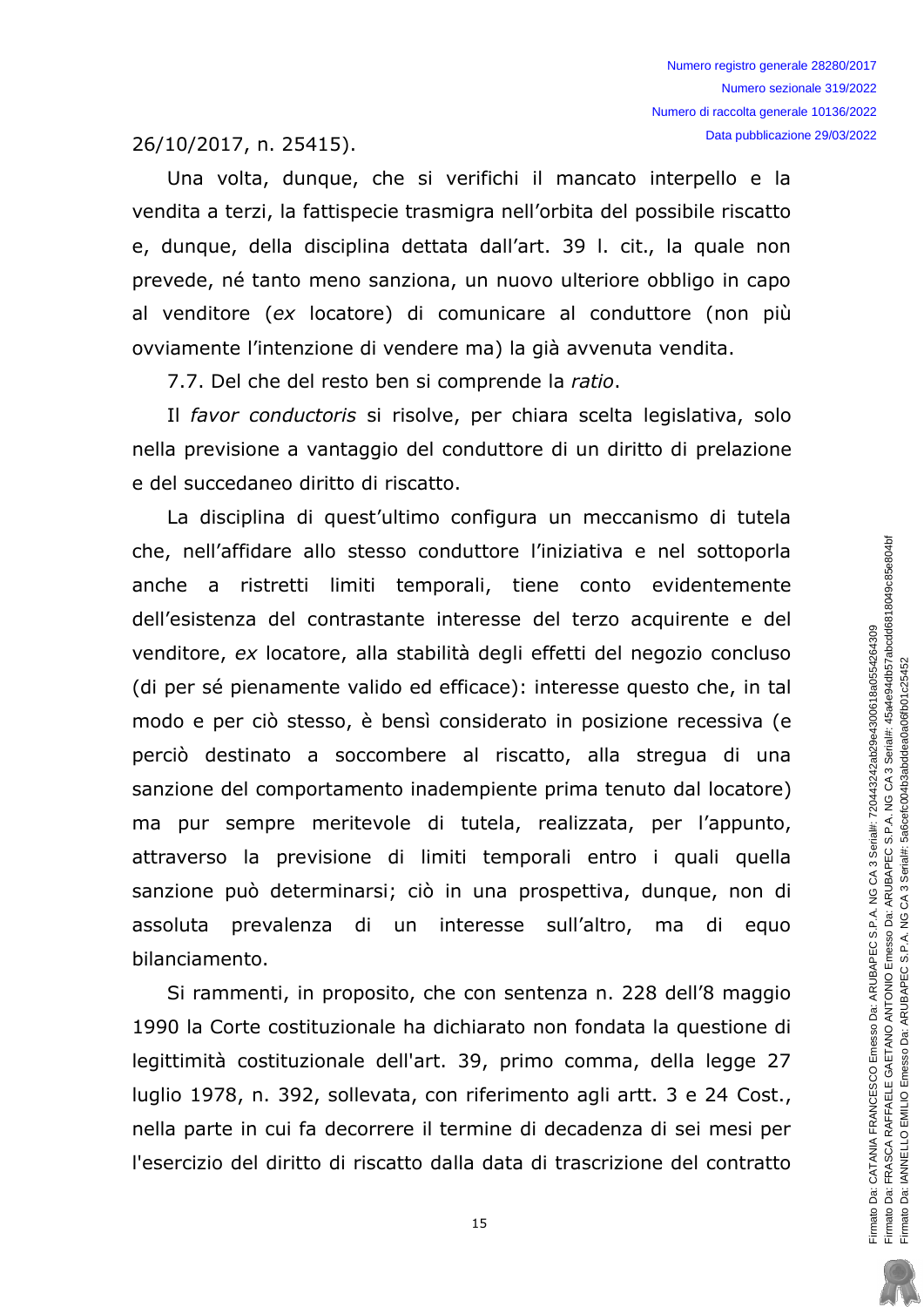26/10/2017, n. 25415).

Una volta, dunque, che si verifichi il mancato interpello e la vendita a terzi, la fattispecie trasmigra nell'orbita del possibile riscatto e, dunque, della disciplina dettata dall'art. 39 l. cit., la quale non prevede, né tanto meno sanziona, un nuovo ulteriore obbligo in capo al venditore (*ex* locatore) di comunicare al conduttore (non più ovviamente l'intenzione di vendere ma) la già avvenuta vendita.

7.7. Del che del resto ben si comprende la *ratio*.

Il *favor conductoris* si risolve, per chiara scelta legislativa, solo nella previsione a vantaggio del conduttore di un diritto di prelazione e del succedaneo diritto di riscatto.

La disciplina di quest'ultimo configura un meccanismo di tutela che, nell'affidare allo stesso conduttore l'iniziativa e nel sottoporla anche a ristretti limiti temporali, tiene conto evidentemente dell'esistenza del contrastante interesse del terzo acquirente e del venditore, *ex* locatore, alla stabilità degli effetti del negozio concluso (di per sé pienamente valido ed efficace): interesse questo che, in tal modo e per ciò stesso, è bensì considerato in posizione recessiva (e perciò destinato a soccombere al riscatto, alla stregua di una sanzione del comportamento inadempiente prima tenuto dal locatore) ma pur sempre meritevole di tutela, realizzata, per l'appunto, attraverso la previsione di limiti temporali entro i quali quella sanzione può determinarsi; ciò in una prospettiva, dunque, non di assoluta prevalenza di un interesse sull'altro, ma di equo bilanciamento.

Si rammenti, in proposito, che con sentenza n. 228 dell'8 maggio 1990 la Corte costituzionale ha dichiarato non fondata la questione di legittimità costituzionale dell'art. 39, primo comma, della legge 27 luglio 1978, n. 392, sollevata, con riferimento agli artt. 3 e 24 Cost., nella parte in cui fa decorrere il termine di decadenza di sei mesi per l'esercizio del diritto di riscatto dalla data di trascrizione del contratto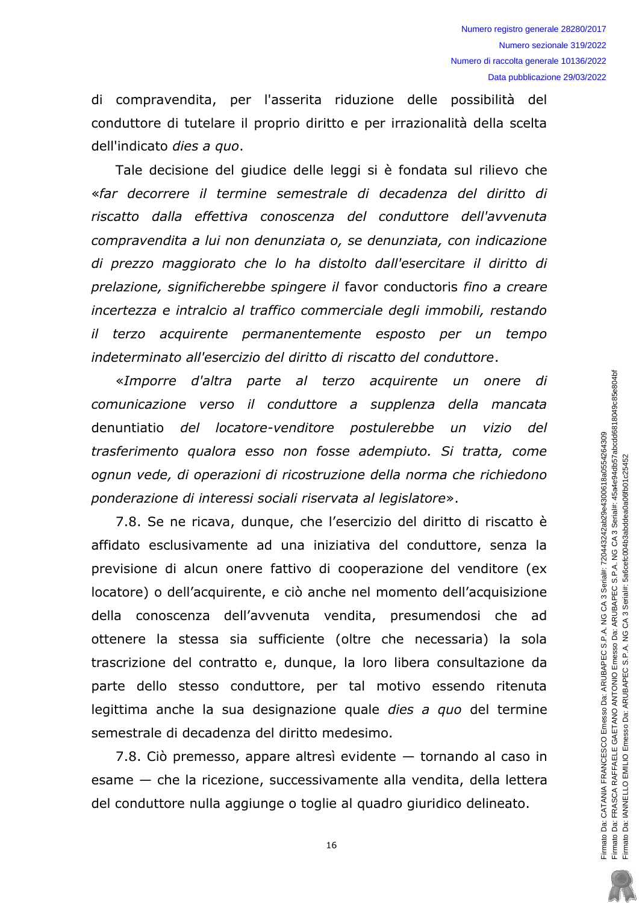di compravendita, per l'asserita riduzione delle possibilità del conduttore di tutelare il proprio diritto e per irrazionalità della scelta dell'indicato *dies a quo*.

Tale decisione del giudice delle leggi si è fondata sul rilievo che «*far decorrere il termine semestrale di decadenza del diritto di riscatto dalla effettiva conoscenza del conduttore dell'avvenuta compravendita a lui non denunziata o, se denunziata, con indicazione di prezzo maggiorato che lo ha distolto dall'esercitare il diritto di prelazione, significherebbe spingere il* favor conductoris *fino a creare incertezza e intralcio al traffico commerciale degli immobili, restando il terzo acquirente permanentemente esposto per un tempo indeterminato all'esercizio del diritto di riscatto del conduttore*.

«*Imporre d'altra parte al terzo acquirente un onere di comunicazione verso il conduttore a supplenza della mancata* denuntiatio *del locatore-venditore postulerebbe un vizio del trasferimento qualora esso non fosse adempiuto. Si tratta, come ognun vede, di operazioni di ricostruzione della norma che richiedono ponderazione di interessi sociali riservata al legislatore*».

7.8. Se ne ricava, dunque, che l'esercizio del diritto di riscatto è affidato esclusivamente ad una iniziativa del conduttore, senza la previsione di alcun onere fattivo di cooperazione del venditore (ex locatore) o dell'acquirente, e ciò anche nel momento dell'acquisizione della conoscenza dell'avvenuta vendita, presumendosi che ad ottenere la stessa sia sufficiente (oltre che necessaria) la sola trascrizione del contratto e, dunque, la loro libera consultazione da parte dello stesso conduttore, per tal motivo essendo ritenuta legittima anche la sua designazione quale *dies a quo* del termine semestrale di decadenza del diritto medesimo.

7.8. Ciò premesso, appare altresì evidente — tornando al caso in esame — che la ricezione, successivamente alla vendita, della lettera del conduttore nulla aggiunge o toglie al quadro giuridico delineato.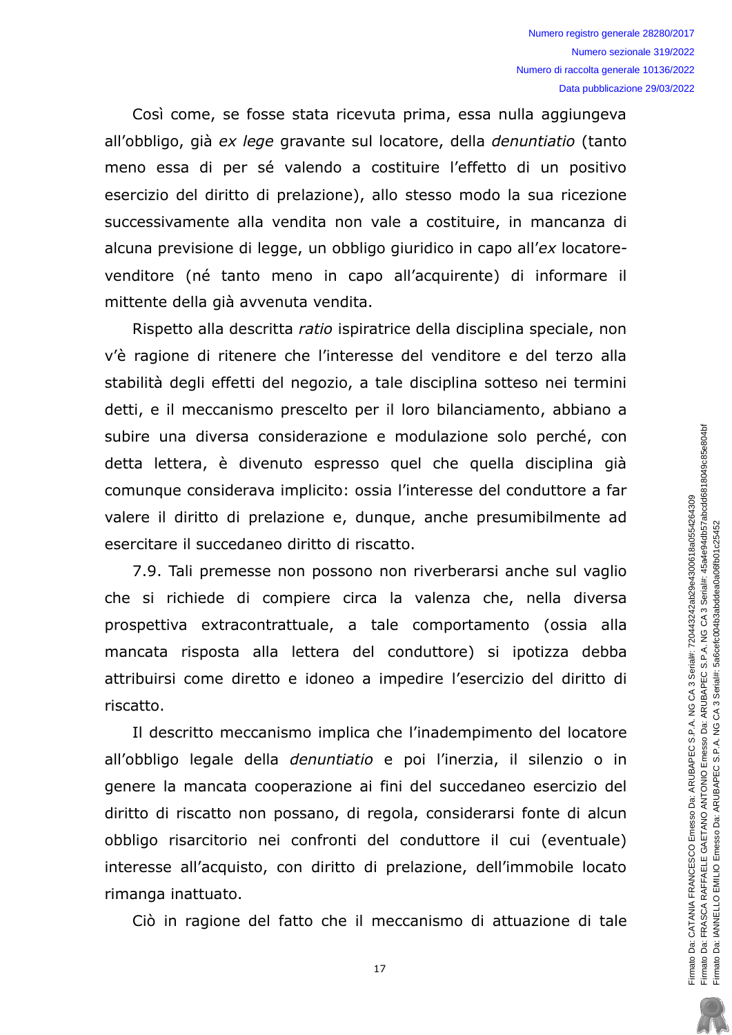Così come, se fosse stata ricevuta prima, essa nulla aggiungeva all'obbligo, già *ex lege* gravante sul locatore, della *denuntiatio* (tanto meno essa di per sé valendo a costituire l'effetto di un positivo esercizio del diritto di prelazione), allo stesso modo la sua ricezione successivamente alla vendita non vale a costituire, in mancanza di alcuna previsione di legge, un obbligo giuridico in capo all'*ex* locatore-venditore (né tanto meno in capo all'acquirente) di informare il mittente della già avvenuta vendita.

Rispetto alla descritta *ratio* ispiratrice della disciplina speciale, non v'è ragione di ritenere che l'interesse del venditore e del terzo alla stabilità degli effetti del negozio, a tale disciplina sotteso nei termini detti, e il meccanismo prescelto per il loro bilanciamento, abbiano a subire una diversa considerazione e modulazione solo perché, con detta lettera, è divenuto espresso quel che quella disciplina già comunque considerava implicito: ossia l'interesse del conduttore a far valere il diritto di prelazione e, dunque, anche presumibilmente ad esercitare il succedaneo diritto di riscatto.

7.9. Tali premesse non possono non riverberarsi anche sul vaglio che si richiede di compiere circa la valenza che, nella diversa prospettiva extracontrattuale, a tale comportamento (ossia alla mancata risposta alla lettera del conduttore) si ipotizza debba attribuirsi come diretto e idoneo a impedire l'esercizio del diritto di riscatto.

Il descritto meccanismo implica che l'inadempimento del locatore all'obbligo legale della *denuntiatio* e poi l'inerzia, il silenzio o in genere la mancata cooperazione ai fini del succedaneo esercizio del diritto di riscatto non possano, di regola, considerarsi fonte di alcun obbligo risarcitorio nei confronti del conduttore il cui (eventuale) interesse all'acquisto, con diritto di prelazione, dell'immobile locato rimanga inattuato.

Ciò in ragione del fatto che il meccanismo di attuazione di tale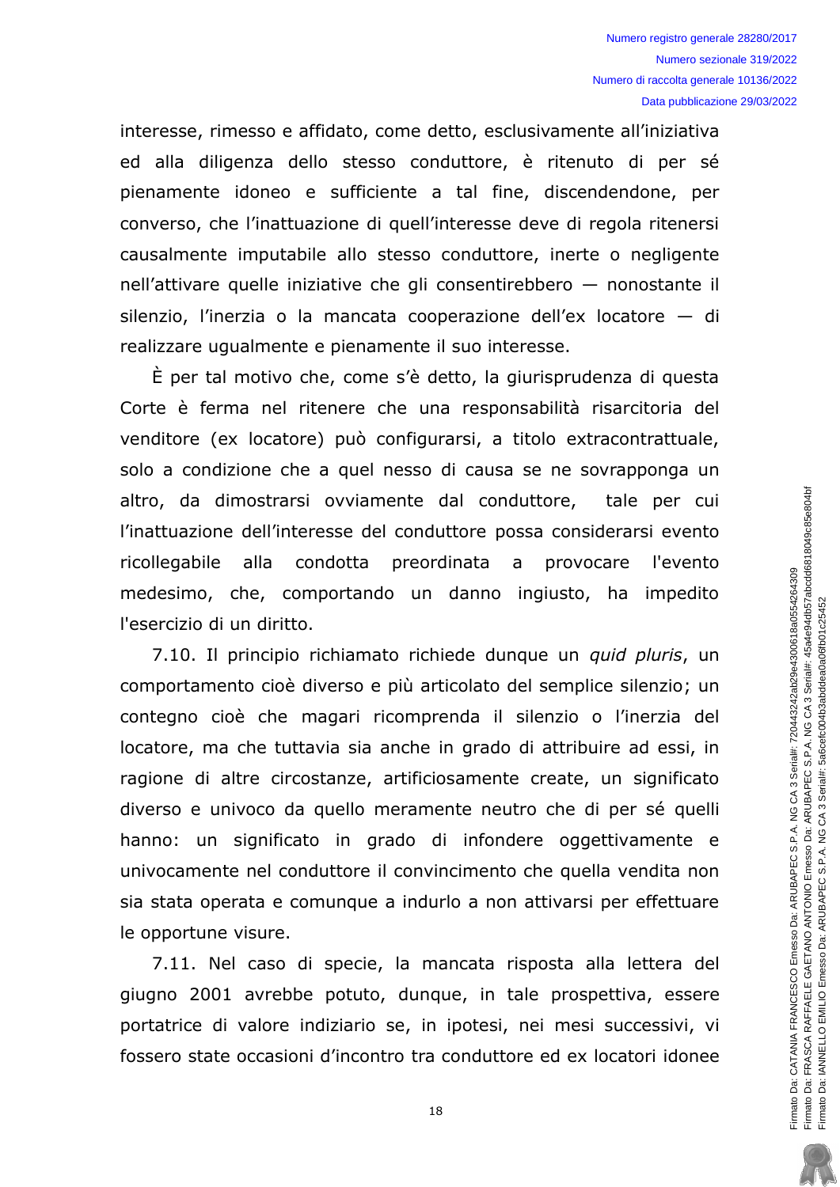interesse, rimesso e affidato, come detto, esclusivamente all'iniziativa ed alla diligenza dello stesso conduttore, è ritenuto di per sé pienamente idoneo e sufficiente a tal fine, discendendone, per converso, che l'inattuazione di quell'interesse deve di regola ritenersi causalmente imputabile allo stesso conduttore, inerte o negligente nell'attivare quelle iniziative che gli consentirebbero — nonostante il silenzio, l'inerzia o la mancata cooperazione dell'ex locatore — di realizzare ugualmente e pienamente il suo interesse.

È per tal motivo che, come s'è detto, la giurisprudenza di questa Corte è ferma nel ritenere che una responsabilità risarcitoria del venditore (ex locatore) può configurarsi, a titolo extracontrattuale, solo a condizione che a quel nesso di causa se ne sovrapponga un altro, da dimostrarsi ovviamente dal conduttore, tale per cui l'inattuazione dell'interesse del conduttore possa considerarsi evento ricollegabile alla condotta preordinata a provocare l'evento medesimo, che, comportando un danno ingiusto, ha impedito l'esercizio di un diritto.

7.10. Il principio richiamato richiede dunque un *quid pluris*, un comportamento cioè diverso e più articolato del semplice silenzio; un contegno cioè che magari ricomprenda il silenzio o l'inerzia del locatore, ma che tuttavia sia anche in grado di attribuire ad essi, in ragione di altre circostanze, artificiosamente create, un significato diverso e univoco da quello meramente neutro che di per sé quelli hanno: un significato in grado di infondere oggettivamente e univocamente nel conduttore il convincimento che quella vendita non sia stata operata e comunque a indurlo a non attivarsi per effettuare le opportune visure.

7.11. Nel caso di specie, la mancata risposta alla lettera del giugno 2001 avrebbe potuto, dunque, in tale prospettiva, essere portatrice di valore indiziario se, in ipotesi, nei mesi successivi, vi fossero state occasioni d'incontro tra conduttore ed ex locatori idonee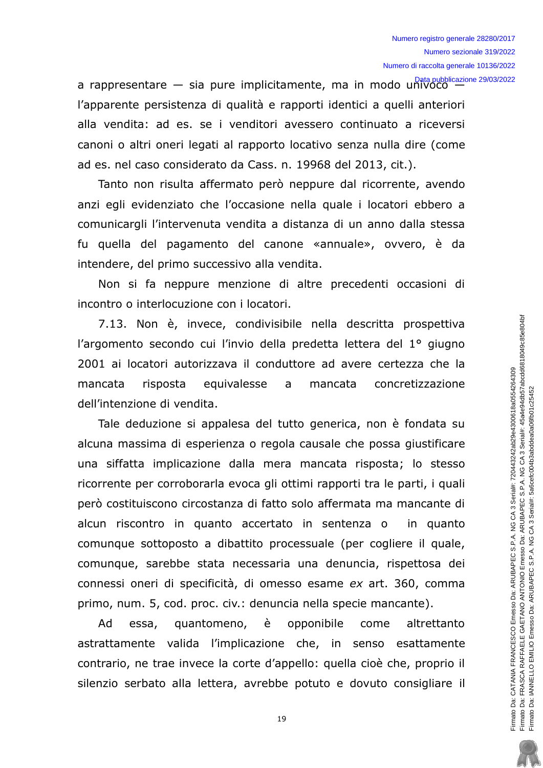a rappresentare — sia pure implicitamente, ma in modo univoco — l'apparente persistenza di qualità e rapporti identici a quelli anteriori alla vendita: ad es. se i venditori avessero continuato a riceversi canoni o altri oneri legati al rapporto locativo senza nulla dire (come ad es. nel caso considerato da Cass. n. 19968 del 2013, cit.).

Tanto non risulta affermato però neppure dal ricorrente, avendo anzi egli evidenziato che l'occasione nella quale i locatori ebbero a comunicargli l'intervenuta vendita a distanza di un anno dalla stessa fu quella del pagamento del canone «annuale», ovvero, è da intendere, del primo successivo alla vendita.

Non si fa neppure menzione di altre precedenti occasioni di incontro o interlocuzione con i locatori.

7.13. Non è, invece, condivisibile nella descritta prospettiva l'argomento secondo cui l'invio della predetta lettera del 1° giugno 2001 ai locatori autorizzava il conduttore ad avere certezza che la mancata risposta equivalesse a mancata concretizzazione dell'intenzione di vendita.

Tale deduzione si appalesa del tutto generica, non è fondata su alcuna massima di esperienza o regola causale che possa giustificare una siffatta implicazione dalla mera mancata risposta; lo stesso ricorrente per corroborarla evoca gli ottimi rapporti tra le parti, i quali però costituiscono circostanza di fatto solo affermata ma mancante di alcun riscontro in quanto accertato in sentenza o in quanto comunque sottoposto a dibattito processuale (per cogliere il quale, comunque, sarebbe stata necessaria una denuncia, rispettosa dei connessi oneri di specificità, di omesso esame *ex* art. 360, comma primo, num. 5, cod. proc. civ.: denuncia nella specie mancante).

Ad essa, quantomeno, è opponibile come altrettanto astrattamente valida l'implicazione che, in senso esattamente contrario, ne trae invece la corte d'appello: quella cioè che, proprio il silenzio serbato alla lettera, avrebbe potuto e dovuto consigliare il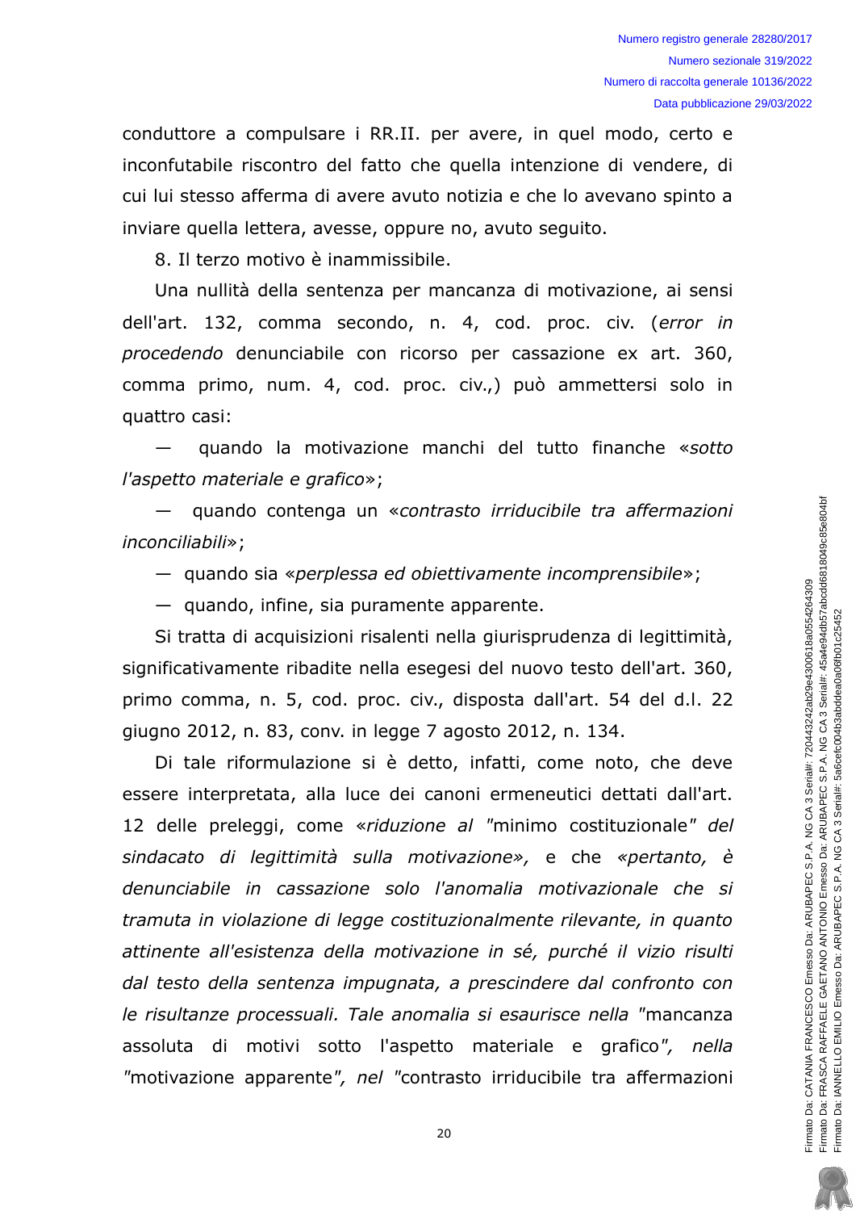conduttore a compulsare i RR.II. per avere, in quel modo, certo e inconfutabile riscontro del fatto che quella intenzione di vendere, di cui lui stesso afferma di avere avuto notizia e che lo avevano spinto a inviare quella lettera, avesse, oppure no, avuto seguito.

8. Il terzo motivo è inammissibile.

Una nullità della sentenza per mancanza di motivazione, ai sensi dell'art. 132, comma secondo, n. 4, cod. proc. civ. (*error in procedendo* denunciabile con ricorso per cassazione ex art. 360, comma primo, num. 4, cod. proc. civ.,) può ammettersi solo in quattro casi:

— quando la motivazione manchi del tutto finanche «*sotto l'aspetto materiale e grafico*»;

— quando contenga un «*contrasto irriducibile tra affermazioni inconciliabili*»;

— quando sia «*perplessa ed obiettivamente incomprensibile*»;

— quando, infine, sia puramente apparente.

Si tratta di acquisizioni risalenti nella giurisprudenza di legittimità, significativamente ribadite nella esegesi del nuovo testo dell'art. 360, primo comma, n. 5, cod. proc. civ., disposta dall'art. 54 del d.l. 22 giugno 2012, n. 83, conv. in legge 7 agosto 2012, n. 134.

Di tale riformulazione si è detto, infatti, come noto, che deve essere interpretata, alla luce dei canoni ermeneutici dettati dall'art. 12 delle preleggi, come «*riduzione al* "minimo costituzionale" *del sindacato di legittimità sulla motivazione»,* e che *«pertanto, è denunciabile in cassazione solo l'anomalia motivazionale che si tramuta in violazione di legge costituzionalmente rilevante, in quanto attinente all'esistenza della motivazione in sé, purché il vizio risulti dal testo della sentenza impugnata, a prescindere dal confronto con le risultanze processuali. Tale anomalia si esaurisce nella* "mancanza assoluta di motivi sotto l'aspetto materiale e grafico"*, nella* "motivazione apparente"*, nel* "contrasto irriducibile tra affermazioni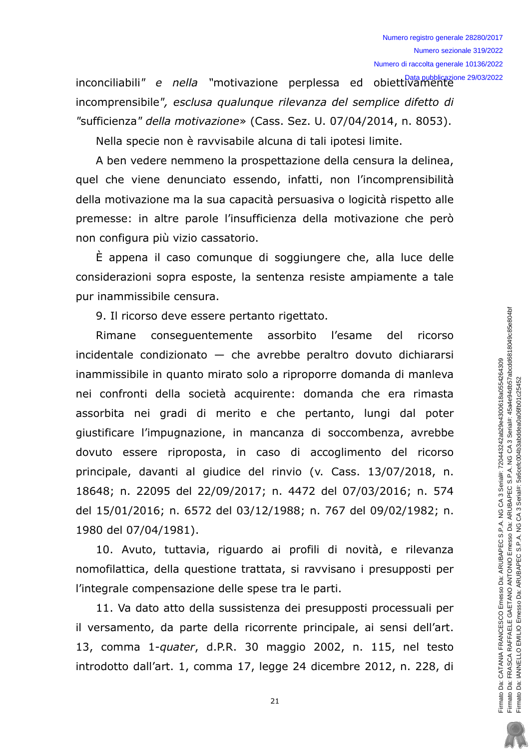inconciliabili" *e nella* "motivazione perplessa ed obiettivamente incomprensibile"*, esclusa qualunque rilevanza del semplice difetto di* "sufficienza" *della motivazione*» (Cass. Sez. U. 07/04/2014, n. 8053).

Nella specie non è ravvisabile alcuna di tali ipotesi limite.

A ben vedere nemmeno la prospettazione della censura la delinea, quel che viene denunciato essendo, infatti, non l'incomprensibilità della motivazione ma la sua capacità persuasiva o logicità rispetto alle premesse: in altre parole l'insufficienza della motivazione che però non configura più vizio cassatorio.

È appena il caso comunque di soggiungere che, alla luce delle considerazioni sopra esposte, la sentenza resiste ampiamente a tale pur inammissibile censura.

9. Il ricorso deve essere pertanto rigettato.

Rimane conseguentemente assorbito l'esame del ricorso incidentale condizionato — che avrebbe peraltro dovuto dichiararsi inammissibile in quanto mirato solo a riproporre domanda di manleva nei confronti della società acquirente: domanda che era rimasta assorbita nei gradi di merito e che pertanto, lungi dal poter giustificare l'impugnazione, in mancanza di soccombenza, avrebbe dovuto essere riproposta, in caso di accoglimento del ricorso principale, davanti al giudice del rinvio (v. Cass. 13/07/2018, n. 18648; n. 22095 del 22/09/2017; n. 4472 del 07/03/2016; n. 574 del 15/01/2016; n. 6572 del 03/12/1988; n. 767 del 09/02/1982; n. 1980 del 07/04/1981).

10. Avuto, tuttavia, riguardo ai profili di novità, e rilevanza nomofilattica, della questione trattata, si ravvisano i presupposti per l'integrale compensazione delle spese tra le parti.

11. Va dato atto della sussistenza dei presupposti processuali per il versamento, da parte della ricorrente principale, ai sensi dell'art. 13, comma 1-*quater*, d.P.R. 30 maggio 2002, n. 115, nel testo introdotto dall'art. 1, comma 17, legge 24 dicembre 2012, n. 228, di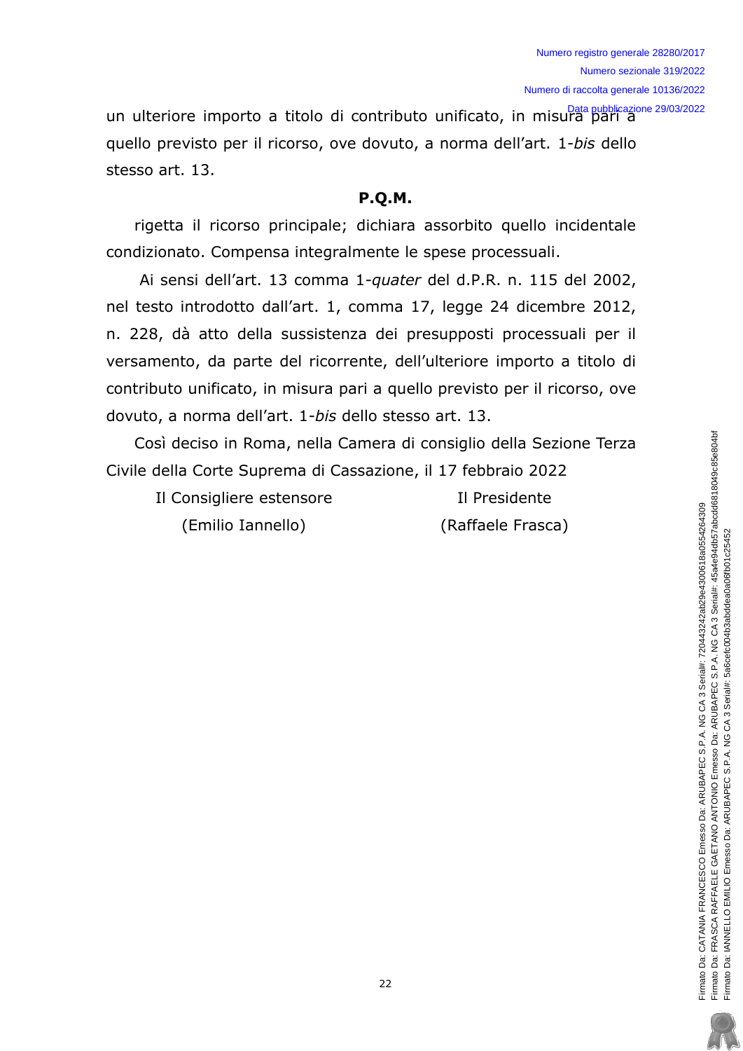un ulteriore importo a titolo di contributo unificato, in misura pari a quello previsto per il ricorso, ove dovuto, a norma dell'art. 1-*bis* dello stesso art. 13.

**P.Q.M.**

rigetta il ricorso principale; dichiara assorbito quello incidentale condizionato. Compensa integralmente le spese processuali.

Ai sensi dell'art. 13 comma 1-*quater* del d.P.R. n. 115 del 2002, nel testo introdotto dall'art. 1, comma 17, legge 24 dicembre 2012, n. 228, dà atto della sussistenza dei presupposti processuali per il versamento, da parte del ricorrente, dell'ulteriore importo a titolo di contributo unificato, in misura pari a quello previsto per il ricorso, ove dovuto, a norma dell'art. 1-*bis* dello stesso art. 13.

Così deciso in Roma, nella Camera di consiglio della Sezione Terza Civile della Corte Suprema di Cassazione, il 17 febbraio 2022

Il Consigliere estensore (Emilio Iannello)

Il Presidente (Raffaele Frasca)